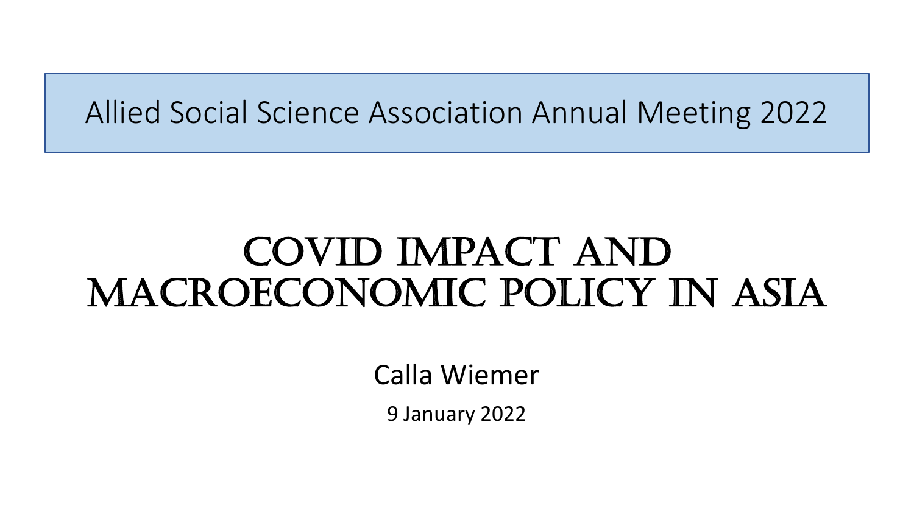Allied Social Science Association Annual Meeting 2022

# COVID IMPACT AND MACROECONOMIC POLICY IN ASIA

Calla Wiemer

9 January 2022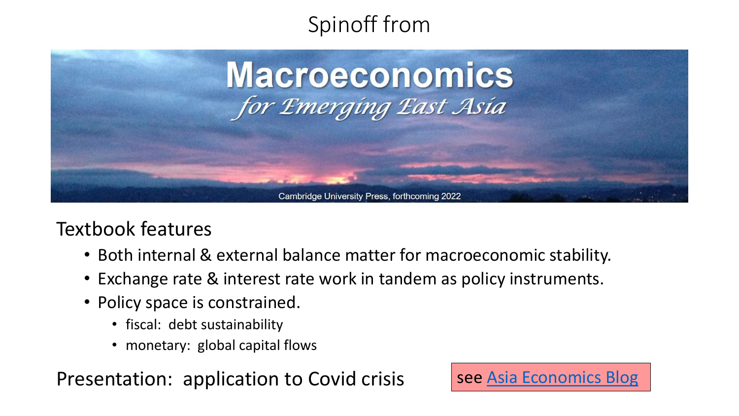# Spinoff from

# Macroeconomics

## *for Emerging East Asia*

Cambridge University Press, forthcoming 2022

## Textbook features

- Both internal & external balance matter for macroeconomic stability.
- Exchange rate & interest rate work in tandem as policy instruments.
- Policy space is constrained.
  - fiscal: debt sustainability
  - monetary: global capital flows

## Presentation: application to Covid crisis

see [Asia Economics Blog]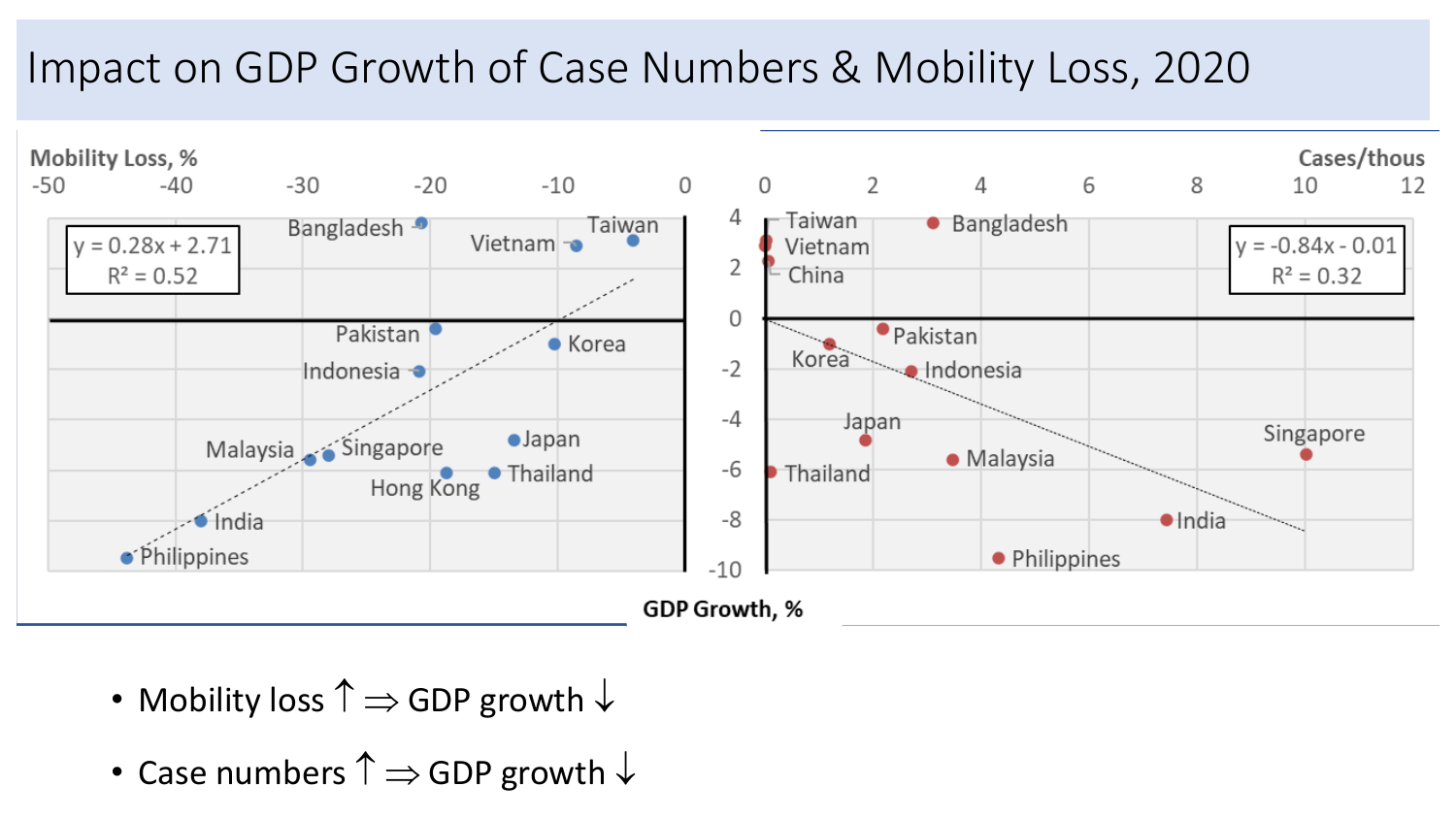# Impact on GDP Growth of Case Numbers & Mobility Loss, 2020

Mobility Loss, %

$y = 0.28x + 2.71$
$R^2 = 0.52$

Cases/thous

$y = -0.84x - 0.01$
$R^2 = 0.32$

GDP Growth, %

- Mobility loss ↑ ⇒ GDP growth ↓
- Case numbers ↑ ⇒ GDP growth ↓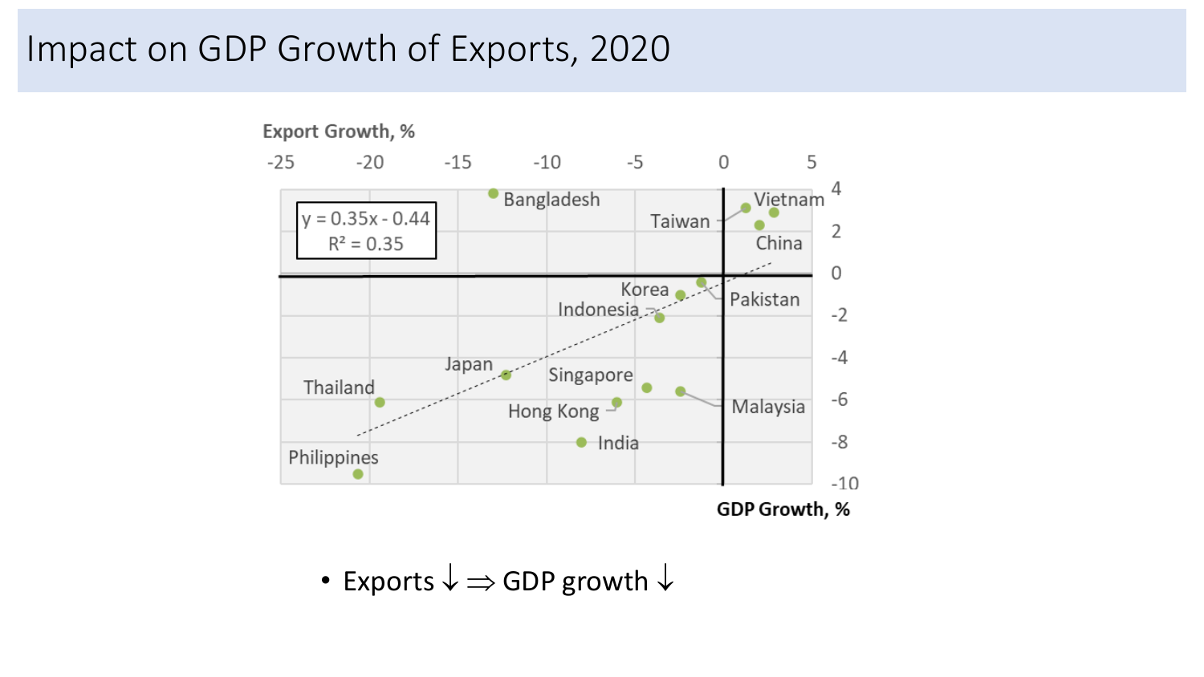# Impact on GDP Growth of Exports, 2020

Export Growth, %

$y = 0.35x - 0.44$
$R^2 = 0.35$

GDP Growth, %

Bangladesh, Vietnam, Taiwan, China, Korea, Pakistan, Indonesia, Japan, Singapore, Thailand, Hong Kong, Malaysia, India, Philippines

- Exports ↓ ⇒ GDP growth ↓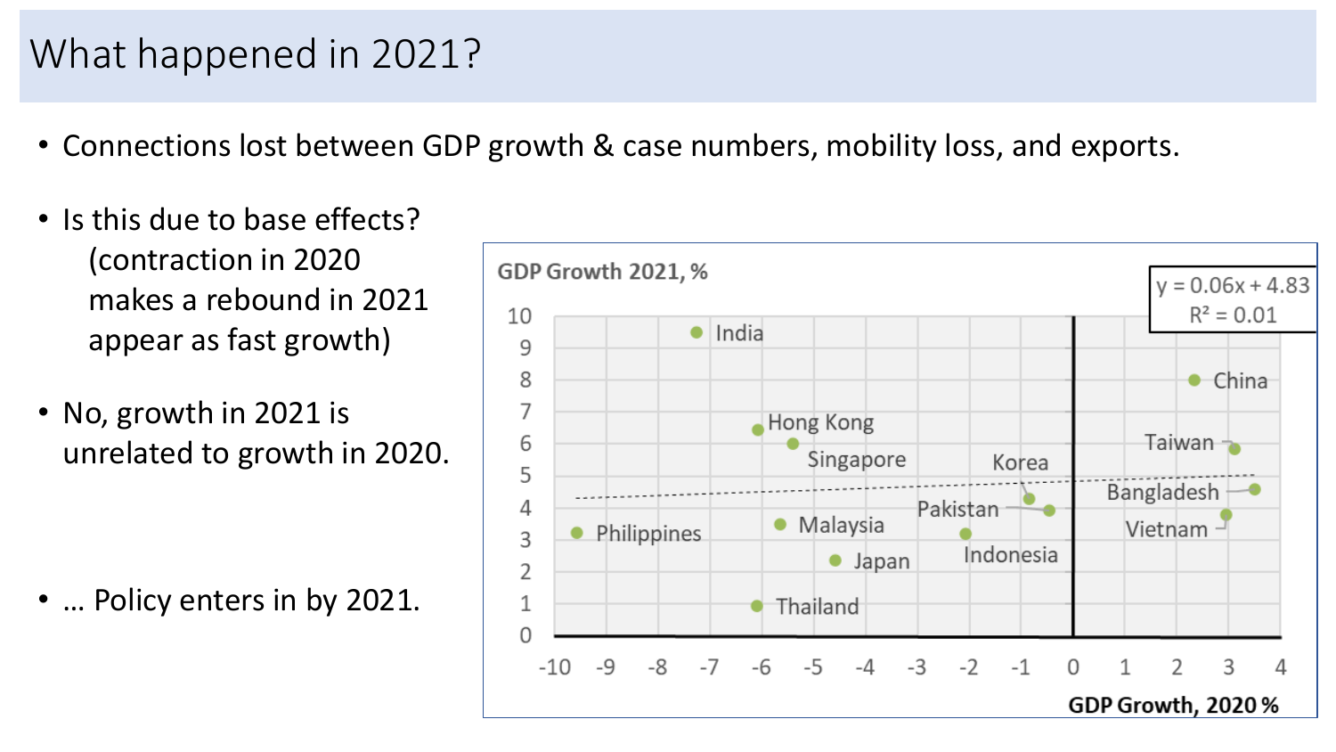# What happened in 2021?

- Connections lost between GDP growth & case numbers, mobility loss, and exports.
- Is this due to base effects?
  (contraction in 2020 makes a rebound in 2021 appear as fast growth)
- No, growth in 2021 is unrelated to growth in 2020.
- … Policy enters in by 2021.

GDP Growth 2021, %

$y = 0.06x + 4.83$
$R^2 = 0.01$

India, China, Hong Kong, Singapore, Taiwan, Korea, Bangladesh, Pakistan, Vietnam, Philippines, Malaysia, Indonesia, Japan, Thailand

GDP Growth, 2020 %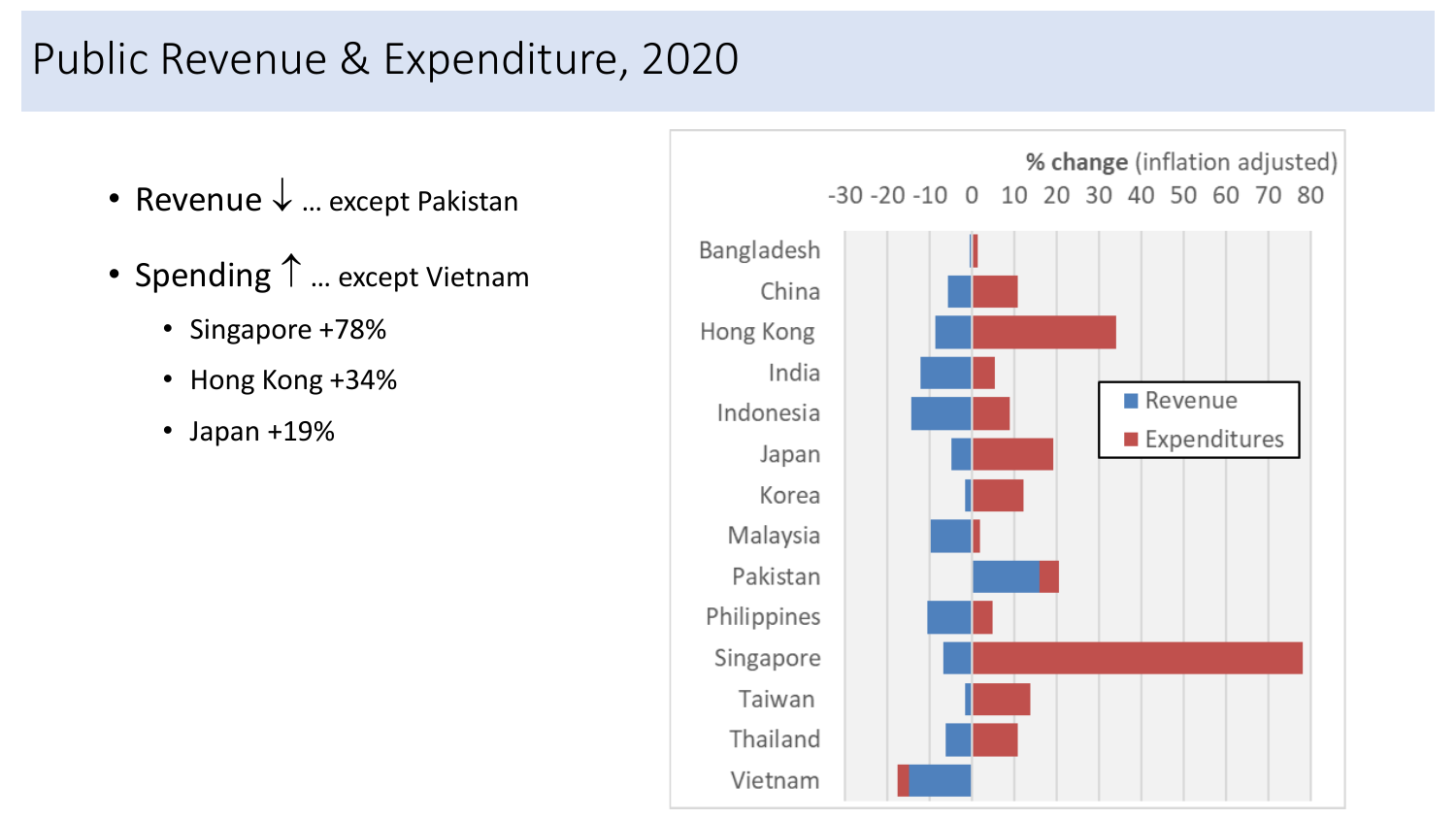# Public Revenue & Expenditure, 2020

- Revenue ↓ … except Pakistan
- Spending ↑ … except Vietnam
  - Singapore +78%
  - Hong Kong +34%
  - Japan +19%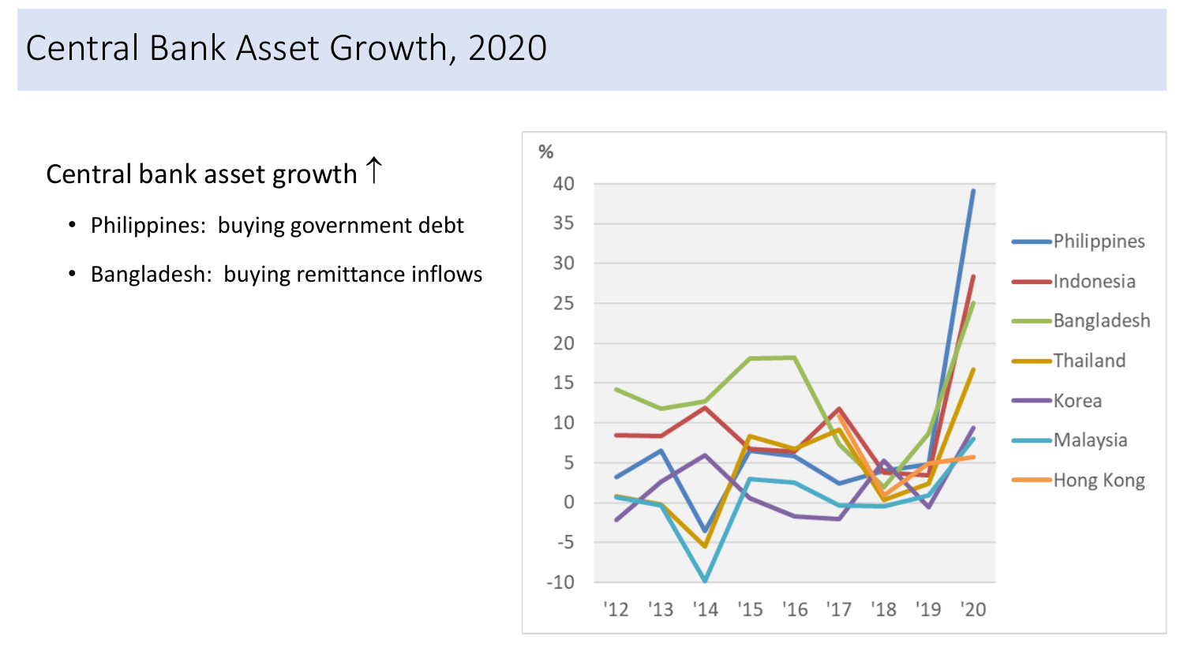# Central Bank Asset Growth, 2020

Central bank asset growth ↑

- Philippines: buying government debt
- Bangladesh: buying remittance inflows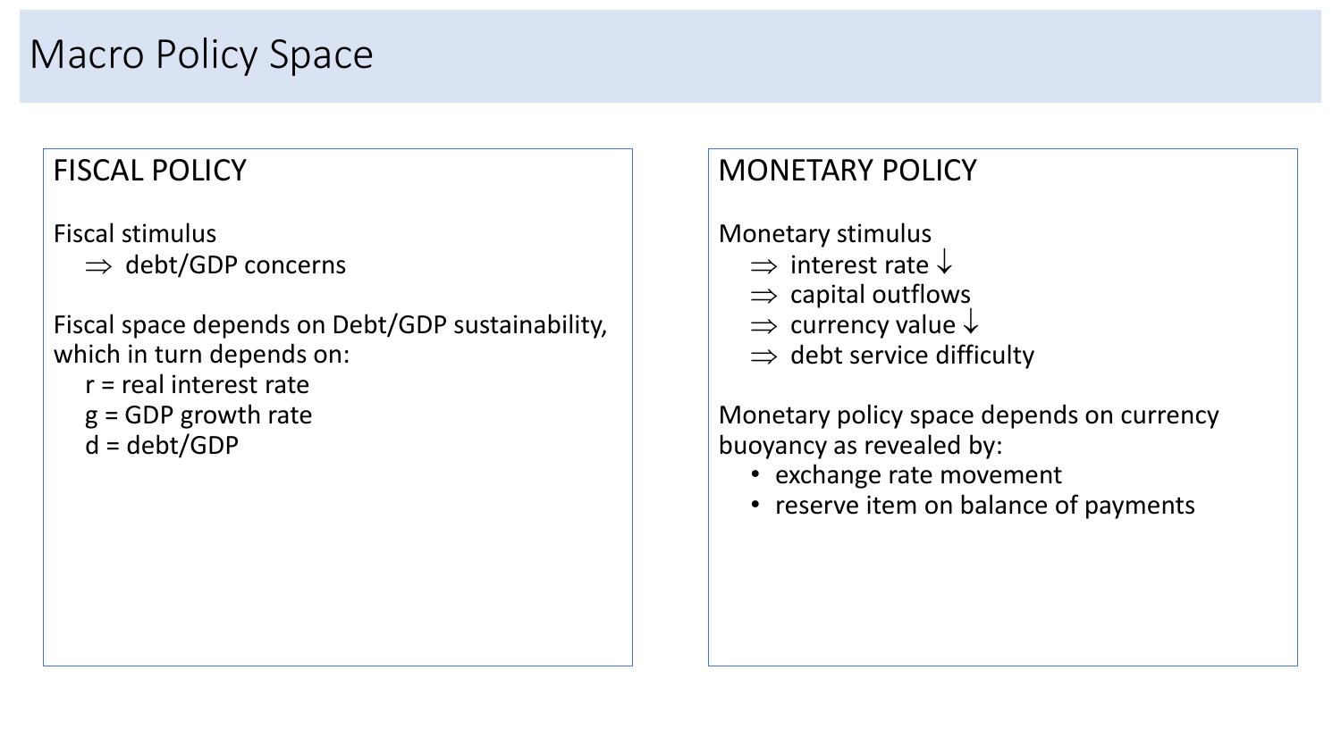# Macro Policy Space

## FISCAL POLICY

Fiscal stimulus

$\Rightarrow$ debt/GDP concerns

Fiscal space depends on Debt/GDP sustainability, which in turn depends on:

$r$ = real interest rate
$g$ = GDP growth rate
$d$ = debt/GDP

## MONETARY POLICY

Monetary stimulus

$\Rightarrow$ interest rate $\downarrow$
$\Rightarrow$ capital outflows
$\Rightarrow$ currency value $\downarrow$
$\Rightarrow$ debt service difficulty

Monetary policy space depends on currency buoyancy as revealed by:

- exchange rate movement
- reserve item on balance of payments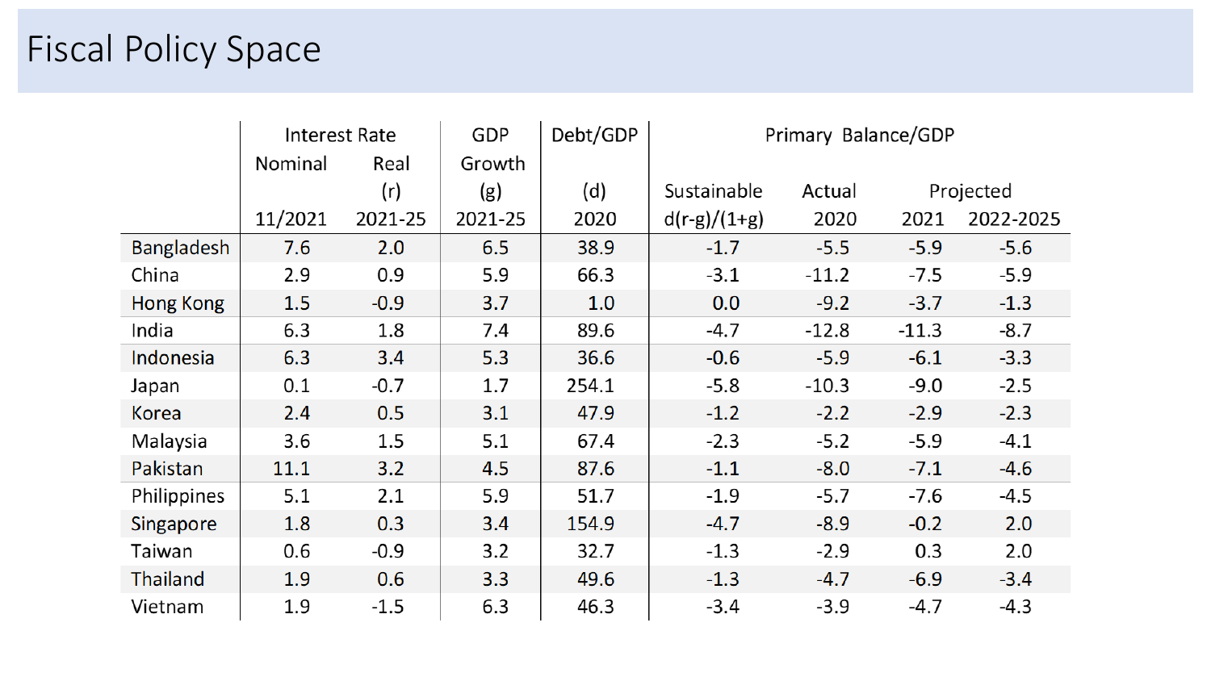# Fiscal Policy Space

| | Interest Rate | | GDP Growth | Debt/GDP | Primary Balance/GDP | | | |
|---|---|---|---|---|---|---|---|---|
| | Nominal | Real (r) | (g) | (d) | Sustainable | Actual | Projected | |
| | 11/2021 | 2021-25 | 2021-25 | 2020 | $d(r-g)/(1+g)$ | 2020 | 2021 | 2022-2025 |
| Bangladesh | 7.6 | 2.0 | 6.5 | 38.9 | -1.7 | -5.5 | -5.9 | -5.6 |
| China | 2.9 | 0.9 | 5.9 | 66.3 | -3.1 | -11.2 | -7.5 | -5.9 |
| Hong Kong | 1.5 | -0.9 | 3.7 | 1.0 | 0.0 | -9.2 | -3.7 | -1.3 |
| India | 6.3 | 1.8 | 7.4 | 89.6 | -4.7 | -12.8 | -11.3 | -8.7 |
| Indonesia | 6.3 | 3.4 | 5.3 | 36.6 | -0.6 | -5.9 | -6.1 | -3.3 |
| Japan | 0.1 | -0.7 | 1.7 | 254.1 | -5.8 | -10.3 | -9.0 | -2.5 |
| Korea | 2.4 | 0.5 | 3.1 | 47.9 | -1.2 | -2.2 | -2.9 | -2.3 |
| Malaysia | 3.6 | 1.5 | 5.1 | 67.4 | -2.3 | -5.2 | -5.9 | -4.1 |
| Pakistan | 11.1 | 3.2 | 4.5 | 87.6 | -1.1 | -8.0 | -7.1 | -4.6 |
| Philippines | 5.1 | 2.1 | 5.9 | 51.7 | -1.9 | -5.7 | -7.6 | -4.5 |
| Singapore | 1.8 | 0.3 | 3.4 | 154.9 | -4.7 | -8.9 | -0.2 | 2.0 |
| Taiwan | 0.6 | -0.9 | 3.2 | 32.7 | -1.3 | -2.9 | 0.3 | 2.0 |
| Thailand | 1.9 | 0.6 | 3.3 | 49.6 | -1.3 | -4.7 | -6.9 | -3.4 |
| Vietnam | 1.9 | -1.5 | 6.3 | 46.3 | -3.4 | -3.9 | -4.7 | -4.3 |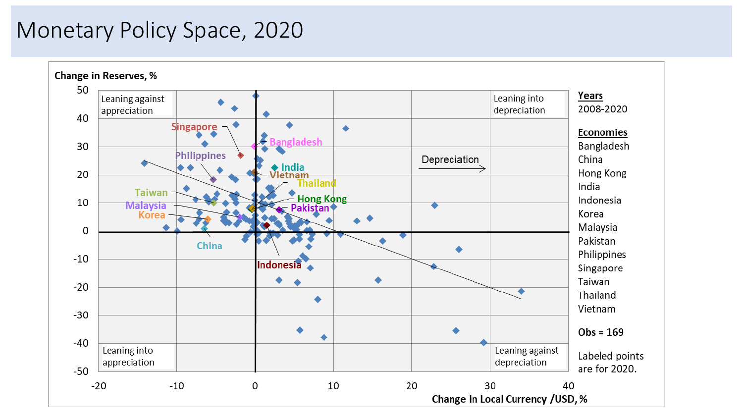# Monetary Policy Space, 2020

**Change in Reserves, %**

Leaning against appreciation

Leaning into depreciation

Leaning into appreciation

Leaning against depreciation

Depreciation →

Singapore, Bangladesh, Philippines, India, Vietnam, Thailand, Taiwan, Hong Kong, Malaysia, Pakistan, Korea, China, Indonesia

**Change in Local Currency /USD, %**

**Years**
2008-2020

**Economies**
Bangladesh
China
Hong Kong
India
Indonesia
Korea
Malaysia
Pakistan
Philippines
Singapore
Taiwan
Thailand
Vietnam

**Obs = 169**

Labeled points are for 2020.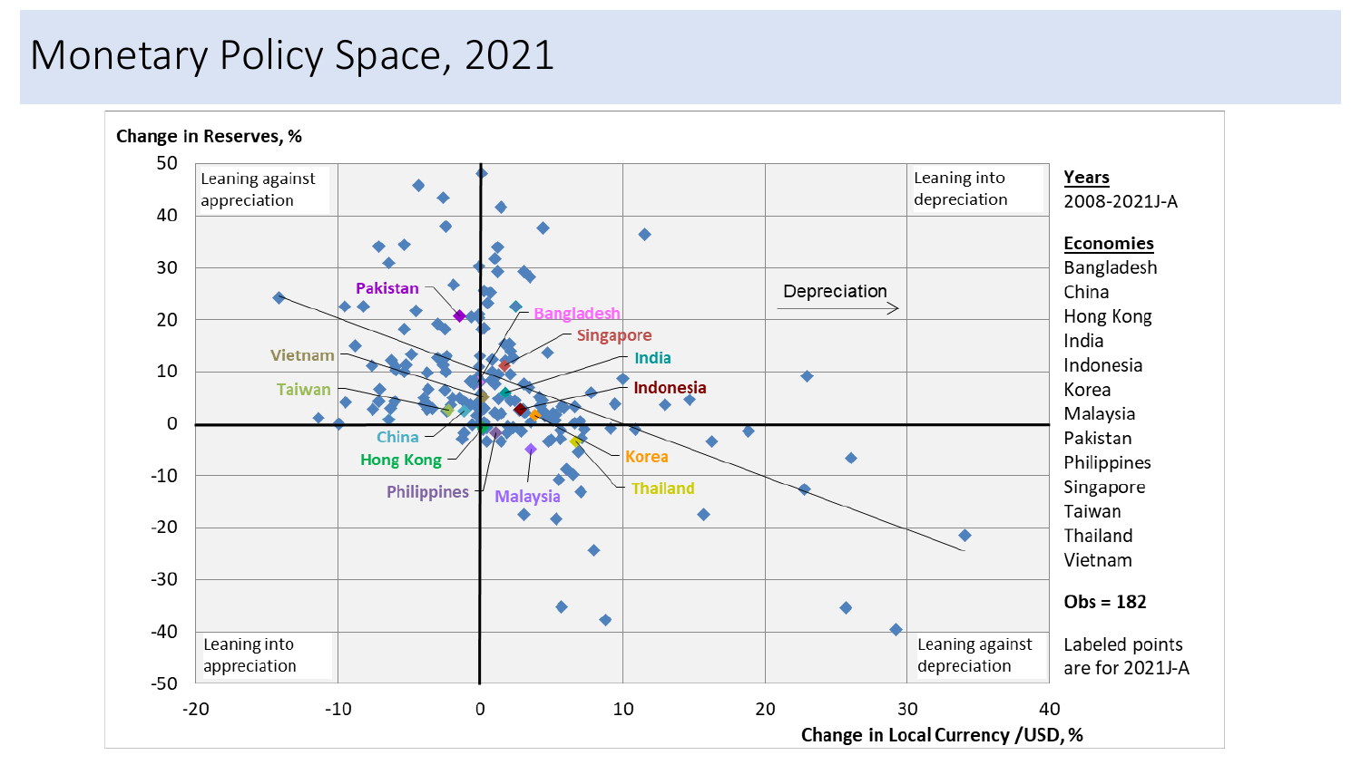# Monetary Policy Space, 2021

Change in Reserves, %

Leaning against appreciation

Leaning into depreciation

Leaning into appreciation

Leaning against depreciation

Depreciation

Change in Local Currency /USD, %

Pakistan, Bangladesh, Singapore, Vietnam, India, Taiwan, Indonesia, China, Korea, Hong Kong, Thailand, Philippines, Malaysia

**Years**
2008-2021J-A

**Economies**
Bangladesh
China
Hong Kong
India
Indonesia
Korea
Malaysia
Pakistan
Philippines
Singapore
Taiwan
Thailand
Vietnam

**Obs = 182**

Labeled points are for 2021J-A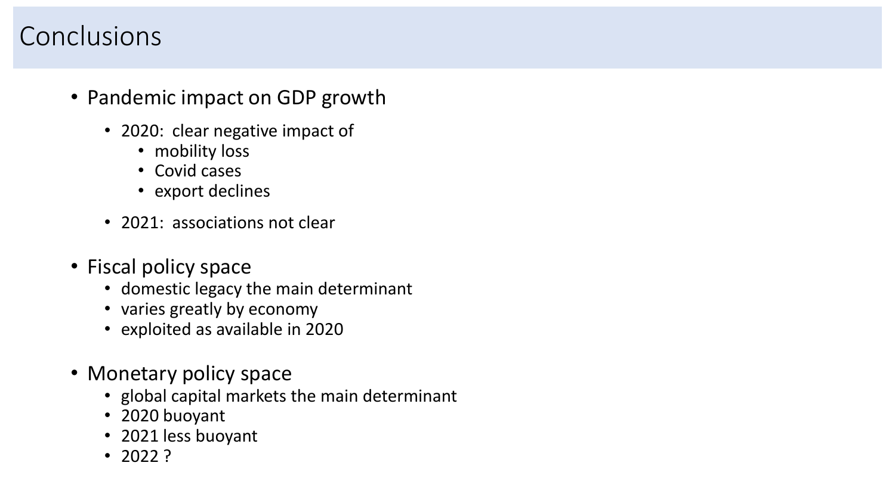# Conclusions

- Pandemic impact on GDP growth
  - 2020: clear negative impact of
    - mobility loss
    - Covid cases
    - export declines
  - 2021: associations not clear
- Fiscal policy space
  - domestic legacy the main determinant
  - varies greatly by economy
  - exploited as available in 2020
- Monetary policy space
  - global capital markets the main determinant
  - 2020 buoyant
  - 2021 less buoyant
  - 2022 ?